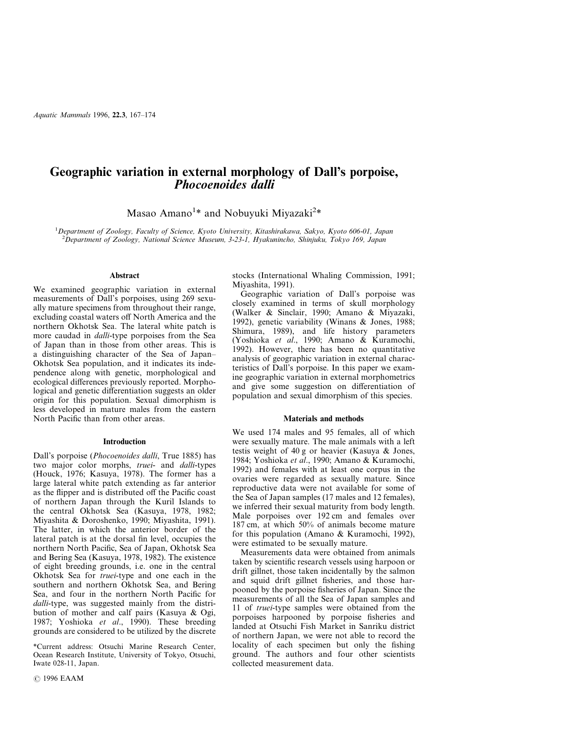# Geographic variation in external morphology of Dall's porpoise, *Phocoenoides dalli*

Masao Amano[1]* and Nobuyuki Miyazaki[2]*

[1]*Department of Zoology, Faculty of Science, Kyoto University, Kitashirakawa, Sakyo, Kyoto 606-01, Japan*
[2]*Department of Zoology, National Science Museum, 3-23-1, Hyakunincho, Shinjuku, Tokyo 169, Japan*

### Abstract

We examined geographic variation in external measurements of Dall's porpoises, using 269 sexually mature specimens from throughout their range, excluding coastal waters off North America and the northern Okhotsk Sea. The lateral white patch is more caudad in *dalli*-type porpoises from the Sea of Japan than in those from other areas. This is a distinguishing character of the Sea of Japan–Okhotsk Sea population, and it indicates its independence along with genetic, morphological and ecological differences previously reported. Morphological and genetic differentiation suggests an older origin for this population. Sexual dimorphism is less developed in mature males from the eastern North Pacific than from other areas.

### Introduction

Dall's porpoise (*Phocoenoides dalli*, True 1885) has two major color morphs, *truei*- and *dalli*-types (Houck, 1976; Kasuya, 1978). The former has a large lateral white patch extending as far anterior as the flipper and is distributed off the Pacific coast of northern Japan through the Kuril Islands to the central Okhotsk Sea (Kasuya, 1978, 1982; Miyashita & Doroshenko, 1990; Miyashita, 1991). The latter, in which the anterior border of the lateral patch is at the dorsal fin level, occupies the northern North Pacific, Sea of Japan, Okhotsk Sea and Bering Sea (Kasuya, 1978, 1982). The existence of eight breeding grounds, i.e. one in the central Okhotsk Sea for *truei*-type and one each in the southern and northern Okhotsk Sea, and Bering Sea, and four in the northern North Pacific for *dalli*-type, was suggested mainly from the distribution of mother and calf pairs (Kasuya & Ogi, 1987; Yoshioka *et al*., 1990). These breeding grounds are considered to be utilized by the discrete stocks (International Whaling Commission, 1991; Miyashita, 1991).

Geographic variation of Dall's porpoise was closely examined in terms of skull morphology (Walker & Sinclair, 1990; Amano & Miyazaki, 1992), genetic variability (Winans & Jones, 1988; Shimura, 1989), and life history parameters (Yoshioka *et al*., 1990; Amano & Kuramochi, 1992). However, there has been no quantitative analysis of geographic variation in external characteristics of Dall's porpoise. In this paper we examine geographic variation in external morphometrics and give some suggestion on differentiation of population and sexual dimorphism of this species.

### Materials and methods

We used 174 males and 95 females, all of which were sexually mature. The male animals with a left testis weight of 40 g or heavier (Kasuya & Jones, 1984; Yoshioka *et al*., 1990; Amano & Kuramochi, 1992) and females with at least one corpus in the ovaries were regarded as sexually mature. Since reproductive data were not available for some of the Sea of Japan samples (17 males and 12 females), we inferred their sexual maturity from body length. Male porpoises over 192 cm and females over 187 cm, at which 50% of animals become mature for this population (Amano & Kuramochi, 1992), were estimated to be sexually mature.

Measurements data were obtained from animals taken by scientific research vessels using harpoon or drift gillnet, those taken incidentally by the salmon and squid drift gillnet fisheries, and those harpooned by the porpoise fisheries of Japan. Since the measurements of all the Sea of Japan samples and 11 of *truei*-type samples were obtained from the porpoises harpooned by porpoise fisheries and landed at Otsuchi Fish Market in Sanriku district of northern Japan, we were not able to record the locality of each specimen but only the fishing ground. The authors and four other scientists collected measurement data.

*Current address: Otsuchi Marine Research Center, Ocean Research Institute, University of Tokyo, Otsuchi, Iwate 028-11, Japan.

© 1996 EAAM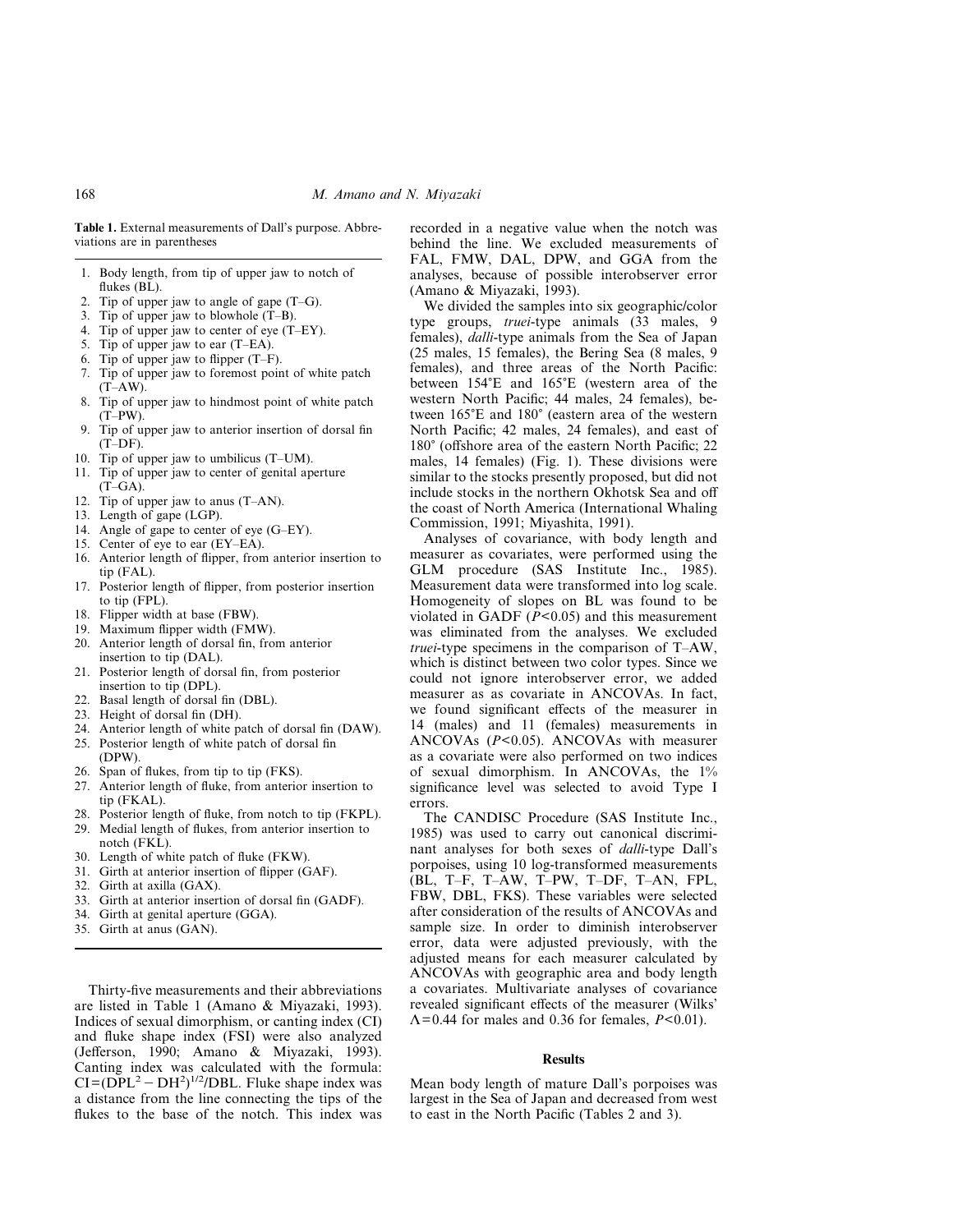**Table 1.** External measurements of Dall's purpose. Abbreviations are in parentheses

1. Body length, from tip of upper jaw to notch of flukes (BL).
2. Tip of upper jaw to angle of gape (T–G).
3. Tip of upper jaw to blowhole (T–B).
4. Tip of upper jaw to center of eye (T–EY).
5. Tip of upper jaw to ear (T–EA).
6. Tip of upper jaw to flipper (T–F).
7. Tip of upper jaw to foremost point of white patch (T–AW).
8. Tip of upper jaw to hindmost point of white patch (T–PW).
9. Tip of upper jaw to anterior insertion of dorsal fin (T–DF).
10. Tip of upper jaw to umbilicus (T–UM).
11. Tip of upper jaw to center of genital aperture (T–GA).
12. Tip of upper jaw to anus (T–AN).
13. Length of gape (LGP).
14. Angle of gape to center of eye (G–EY).
15. Center of eye to ear (EY–EA).
16. Anterior length of flipper, from anterior insertion to tip (FAL).
17. Posterior length of flipper, from posterior insertion to tip (FPL).
18. Flipper width at base (FBW).
19. Maximum flipper width (FMW).
20. Anterior length of dorsal fin, from anterior insertion to tip (DAL).
21. Posterior length of dorsal fin, from posterior insertion to tip (DPL).
22. Basal length of dorsal fin (DBL).
23. Height of dorsal fin (DH).
24. Anterior length of white patch of dorsal fin (DAW).
25. Posterior length of white patch of dorsal fin (DPW).
26. Span of flukes, from tip to tip (FKS).
27. Anterior length of fluke, from anterior insertion to tip (FKAL).
28. Posterior length of fluke, from notch to tip (FKPL).
29. Medial length of flukes, from anterior insertion to notch (FKL).
30. Length of white patch of fluke (FKW).
31. Girth at anterior insertion of flipper (GAF).
32. Girth at axilla (GAX).
33. Girth at anterior insertion of dorsal fin (GADF).
34. Girth at genital aperture (GGA).
35. Girth at anus (GAN).

Thirty-five measurements and their abbreviations are listed in Table 1 (Amano & Miyazaki, 1993). Indices of sexual dimorphism, or canting index (CI) and fluke shape index (FSI) were also analyzed (Jefferson, 1990; Amano & Miyazaki, 1993). Canting index was calculated with the formula: $CI = (DPL^2 - DH^2)^{1/2}/DBL$. Fluke shape index was a distance from the line connecting the tips of the flukes to the base of the notch. This index was recorded in a negative value when the notch was behind the line. We excluded measurements of FAL, FMW, DAL, DPW, and GGA from the analyses, because of possible interobserver error (Amano & Miyazaki, 1993).

We divided the samples into six geographic/color type groups, *truei*-type animals (33 males, 9 females), *dalli*-type animals from the Sea of Japan (25 males, 15 females), the Bering Sea (8 males, 9 females), and three areas of the North Pacific: between 154°E and 165°E (western area of the western North Pacific; 44 males, 24 females), between 165°E and 180° (eastern area of the western North Pacific; 42 males, 24 females), and east of 180° (offshore area of the eastern North Pacific; 22 males, 14 females) (Fig. 1). These divisions were similar to the stocks presently proposed, but did not include stocks in the northern Okhotsk Sea and off the coast of North America (International Whaling Commission, 1991; Miyashita, 1991).

Analyses of covariance, with body length and measurer as covariates, were performed using the GLM procedure (SAS Institute Inc., 1985). Measurement data were transformed into log scale. Homogeneity of slopes on BL was found to be violated in GADF ($P<0.05$) and this measurement was eliminated from the analyses. We excluded *truei*-type specimens in the comparison of T–AW, which is distinct between two color types. Since we could not ignore interobserver error, we added measurer as as covariate in ANCOVAs. In fact, we found significant effects of the measurer in 14 (males) and 11 (females) measurements in ANCOVAs ($P<0.05$). ANCOVAs with measurer as a covariate were also performed on two indices of sexual dimorphism. In ANCOVAs, the 1% significance level was selected to avoid Type I errors.

The CANDISC Procedure (SAS Institute Inc., 1985) was used to carry out canonical discriminant analyses for both sexes of *dalli*-type Dall's porpoises, using 10 log-transformed measurements (BL, T–F, T–AW, T–PW, T–DF, T–AN, FPL, FBW, DBL, FKS). These variables were selected after consideration of the results of ANCOVAs and sample size. In order to diminish interobserver error, data were adjusted previously, with the adjusted means for each measurer calculated by ANCOVAs with geographic area and body length a covariates. Multivariate analyses of covariance revealed significant effects of the measurer (Wilks' $\Lambda = 0.44$ for males and 0.36 for females, $P<0.01$).

## Results

Mean body length of mature Dall's porpoises was largest in the Sea of Japan and decreased from west to east in the North Pacific (Tables 2 and 3).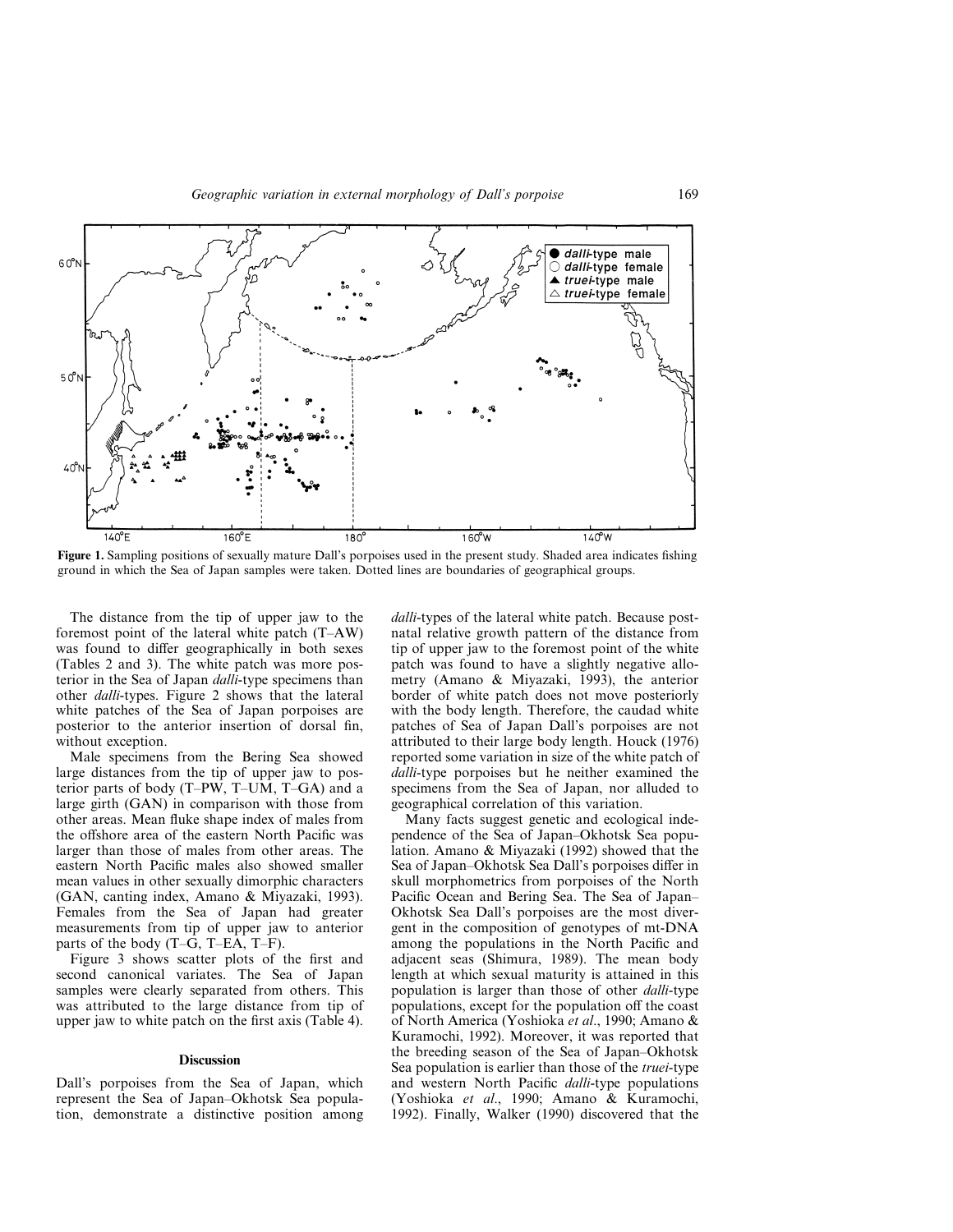60°N

50°N

40°N

140°E

160°E

180°

160°W

140°W

● *dalli*-type male
○ *dalli*-type female
▲ *truei*-type male
△ *truei*-type female

**Figure 1.** Sampling positions of sexually mature Dall's porpoises used in the present study. Shaded area indicates fishing ground in which the Sea of Japan samples were taken. Dotted lines are boundaries of geographical groups.

The distance from the tip of upper jaw to the foremost point of the lateral white patch (T–AW) was found to differ geographically in both sexes (Tables 2 and 3). The white patch was more posterior in the Sea of Japan *dalli*-type specimens than other *dalli*-types. Figure 2 shows that the lateral white patches of the Sea of Japan porpoises are posterior to the anterior insertion of dorsal fin, without exception.

Male specimens from the Bering Sea showed large distances from the tip of upper jaw to posterior parts of body (T–PW, T–UM, T–GA) and a large girth (GAN) in comparison with those from other areas. Mean fluke shape index of males from the offshore area of the eastern North Pacific was larger than those of males from other areas. The eastern North Pacific males also showed smaller mean values in other sexually dimorphic characters (GAN, canting index, Amano & Miyazaki, 1993). Females from the Sea of Japan had greater measurements from tip of upper jaw to anterior parts of the body (T–G, T–EA, T–F).

Figure 3 shows scatter plots of the first and second canonical variates. The Sea of Japan samples were clearly separated from others. This was attributed to the large distance from tip of upper jaw to white patch on the first axis (Table 4).

## Discussion

Dall's porpoises from the Sea of Japan, which represent the Sea of Japan–Okhotsk Sea population, demonstrate a distinctive position among *dalli*-types of the lateral white patch. Because postnatal relative growth pattern of the distance from tip of upper jaw to the foremost point of the white patch was found to have a slightly negative allometry (Amano & Miyazaki, 1993), the anterior border of white patch does not move posteriorly with the body length. Therefore, the caudad white patches of Sea of Japan Dall's porpoises are not attributed to their large body length. Houck (1976) reported some variation in size of the white patch of *dalli*-type porpoises but he neither examined the specimens from the Sea of Japan, nor alluded to geographical correlation of this variation.

Many facts suggest genetic and ecological independence of the Sea of Japan–Okhotsk Sea population. Amano & Miyazaki (1992) showed that the Sea of Japan–Okhotsk Sea Dall's porpoises differ in skull morphometrics from porpoises of the North Pacific Ocean and Bering Sea. The Sea of Japan–Okhotsk Sea Dall's porpoises are the most divergent in the composition of genotypes of mt-DNA among the populations in the North Pacific and adjacent seas (Shimura, 1989). The mean body length at which sexual maturity is attained in this population is larger than those of other *dalli*-type populations, except for the population off the coast of North America (Yoshioka *et al*., 1990; Amano & Kuramochi, 1992). Moreover, it was reported that the breeding season of the Sea of Japan–Okhotsk Sea population is earlier than those of the *truei*-type and western North Pacific *dalli*-type populations (Yoshioka *et al*., 1990; Amano & Kuramochi, 1992). Finally, Walker (1990) discovered that the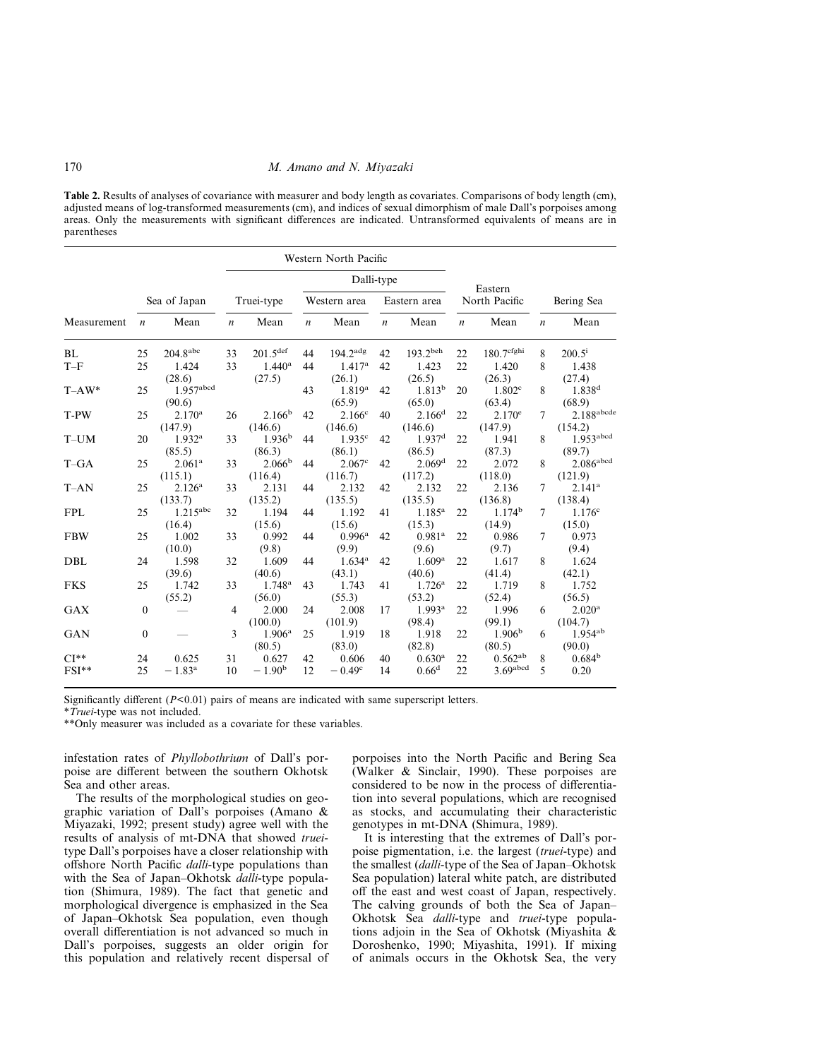**Table 2.** Results of analyses of covariance with measurer and body length as covariates. Comparisons of body length (cm), adjusted means of log-transformed measurements (cm), and indices of sexual dimorphism of male Dall's porpoises among areas. Only the measurements with significant differences are indicated. Untransformed equivalents of means are in parentheses

| | | | Western North Pacific | | | | | | | | | |
|---|---|---|---|---|---|---|---|---|---|---|---|---|
| | | | | | Dalli-type | | | | | | | |
| | Sea of Japan | | Truei-type | | Western area | | Eastern area | | Eastern North Pacific | | Bering Sea | |
| Measurement | *n* | Mean | *n* | Mean | *n* | Mean | *n* | Mean | *n* | Mean | *n* | Mean |
| BL | 25 | 204.8[abc] | 33 | 201.5[def] | 44 | 194.2[adg] | 42 | 193.2[beh] | 22 | 180.7[cfghi] | 8 | 200.5[i] |
| T–F | 25 | 1.424 (28.6) | 33 | 1.440[a] (27.5) | 44 | 1.417[a] (26.1) | 42 | 1.423 (26.5) | 22 | 1.420 (26.3) | 8 | 1.438 (27.4) |
| T–AW* | 25 | 1.957[abcd] (90.6) | | | 43 | 1.819[a] (65.9) | 42 | 1.813[b] (65.0) | 20 | 1.802[c] (63.4) | 8 | 1.838[d] (68.9) |
| T-PW | 25 | 2.170[a] (147.9) | 26 | 2.166[b] (146.6) | 42 | 2.166[c] (146.6) | 40 | 2.166[d] (146.6) | 22 | 2.170[e] (147.9) | 7 | 2.188[abcde] (154.2) |
| T–UM | 20 | 1.932[a] (85.5) | 33 | 1.936[b] (86.3) | 44 | 1.935[c] (86.1) | 42 | 1.937[d] (86.5) | 22 | 1.941 (87.3) | 8 | 1.953[abcd] (89.7) |
| T–GA | 25 | 2.061[a] (115.1) | 33 | 2.066[b] (116.4) | 44 | 2.067[c] (116.7) | 42 | 2.069[d] (117.2) | 22 | 2.072 (118.0) | 8 | 2.086[abcd] (121.9) |
| T–AN | 25 | 2.126[a] (133.7) | 33 | 2.131 (135.2) | 44 | 2.132 (135.5) | 42 | 2.132 (135.5) | 22 | 2.136 (136.8) | 7 | 2.141[a] (138.4) |
| FPL | 25 | 1.215[abc] (16.4) | 32 | 1.194 (15.6) | 44 | 1.192 (15.6) | 41 | 1.185[a] (15.3) | 22 | 1.174[b] (14.9) | 7 | 1.176[c] (15.0) |
| FBW | 25 | 1.002 (10.0) | 33 | 0.992 (9.8) | 44 | 0.996[a] (9.9) | 42 | 0.981[a] (9.6) | 22 | 0.986 (9.7) | 7 | 0.973 (9.4) |
| DBL | 24 | 1.598 (39.6) | 32 | 1.609 (40.6) | 44 | 1.634[a] (43.1) | 42 | 1.609[a] (40.6) | 22 | 1.617 (41.4) | 8 | 1.624 (42.1) |
| FKS | 25 | 1.742 (55.2) | 33 | 1.748[a] (56.0) | 43 | 1.743 (55.3) | 41 | 1.726[a] (53.2) | 22 | 1.719 (52.4) | 8 | 1.752 (56.5) |
| GAX | 0 | — | 4 | 2.000 (100.0) | 24 | 2.008 (101.9) | 17 | 1.993[a] (98.4) | 22 | 1.996 (99.1) | 6 | 2.020[a] (104.7) |
| GAN | 0 | — | 3 | 1.906[a] (80.5) | 25 | 1.919 (83.0) | 18 | 1.918 (82.8) | 22 | 1.906[b] (80.5) | 6 | 1.954[ab] (90.0) |
| CI** | 24 | 0.625 | 31 | 0.627 | 42 | 0.606 | 40 | 0.630[a] | 22 | 0.562[ab] | 8 | 0.684[b] |
| FSI** | 25 | −1.83[a] | 10 | −1.90[b] | 12 | −0.49[c] | 14 | 0.66[d] | 22 | 3.69[abcd] | 5 | 0.20 |

Significantly different ($P<0.01$) pairs of means are indicated with same superscript letters.

\**Truei*-type was not included.

\*\*Only measurer was included as a covariate for these variables.

infestation rates of *Phyllobothrium* of Dall's porpoise are different between the southern Okhotsk Sea and other areas.

The results of the morphological studies on geographic variation of Dall's porpoises (Amano & Miyazaki, 1992; present study) agree well with the results of analysis of mt-DNA that showed *truei*-type Dall's porpoises have a closer relationship with offshore North Pacific *dalli*-type populations than with the Sea of Japan–Okhotsk *dalli*-type population (Shimura, 1989). The fact that genetic and morphological divergence is emphasized in the Sea of Japan–Okhotsk Sea population, even though overall differentiation is not advanced so much in Dall's porpoises, suggests an older origin for this population and relatively recent dispersal of porpoises into the North Pacific and Bering Sea (Walker & Sinclair, 1990). These porpoises are considered to be now in the process of differentiation into several populations, which are recognised as stocks, and accumulating their characteristic genotypes in mt-DNA (Shimura, 1989).

It is interesting that the extremes of Dall's porpoise pigmentation, i.e. the largest (*truei*-type) and the smallest (*dalli*-type of the Sea of Japan–Okhotsk Sea population) lateral white patch, are distributed off the east and west coast of Japan, respectively. The calving grounds of both the Sea of Japan–Okhotsk Sea *dalli*-type and *truei*-type populations adjoin in the Sea of Okhotsk (Miyashita & Doroshenko, 1990; Miyashita, 1991). If mixing of animals occurs in the Okhotsk Sea, the very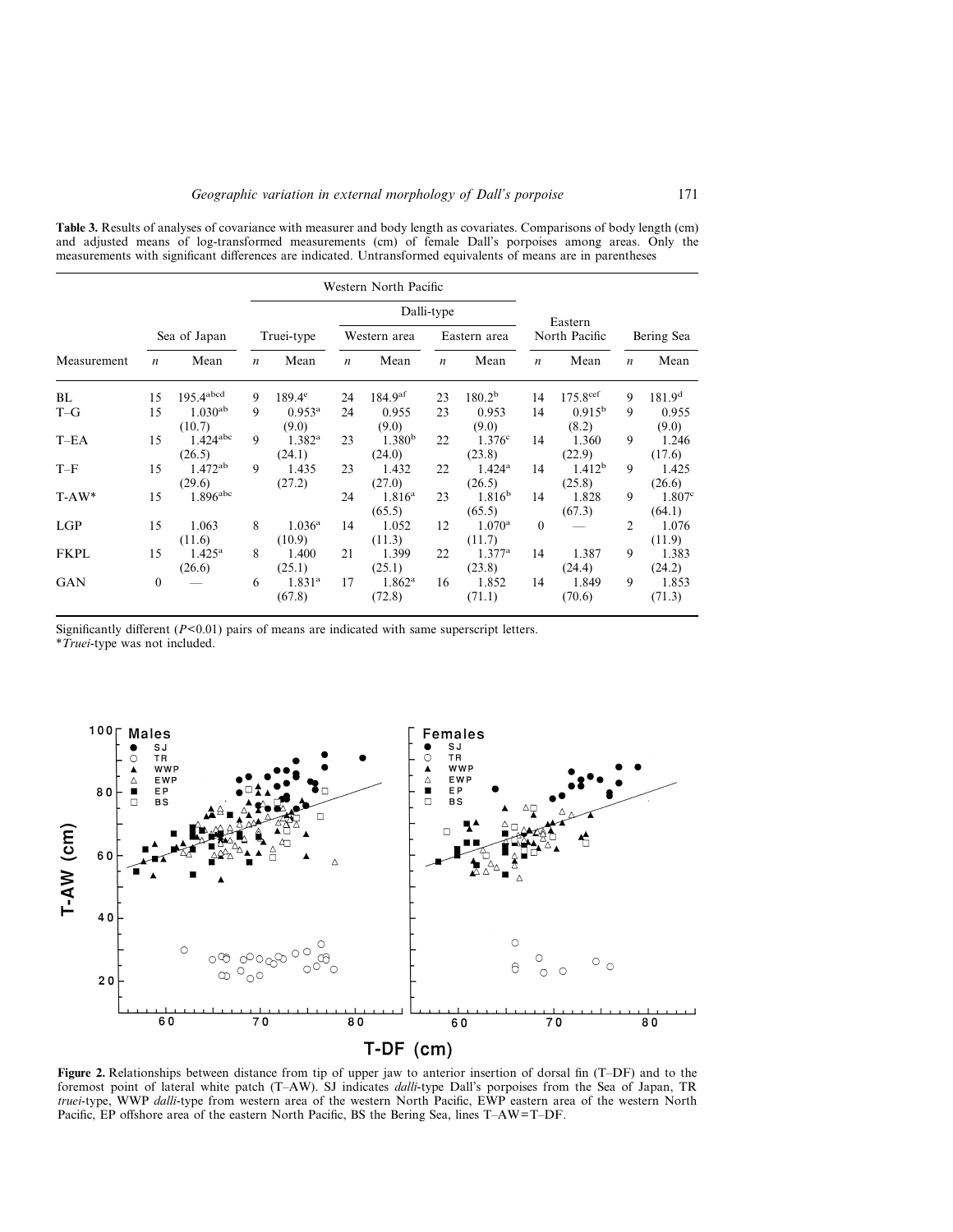**Table 3.** Results of analyses of covariance with measurer and body length as covariates. Comparisons of body length (cm) and adjusted means of log-transformed measurements (cm) of female Dall's porpoises among areas. Only the measurements with significant differences are indicated. Untransformed equivalents of means are in parentheses

| | | | Western North Pacific | | | | | | | | | |
|---|---|---|---|---|---|---|---|---|---|---|---|---|
| | | | | | Dalli-type | | | | | | | |
| | Sea of Japan | | Truei-type | | Western area | | Eastern area | | Eastern North Pacific | | Bering Sea | |
| Measurement | *n* | Mean | *n* | Mean | *n* | Mean | *n* | Mean | *n* | Mean | *n* | Mean |
| BL | 15 | 195.4[abcd] | 9 | 189.4[e] | 24 | 184.9[af] | 23 | 180.2[b] | 14 | 175.8[cef] | 9 | 181.9[d] |
| T–G | 15 | 1.030[ab] (10.7) | 9 | 0.953[a] (9.0) | 24 | 0.955 (9.0) | 23 | 0.953 (9.0) | 14 | 0.915[b] (8.2) | 9 | 0.955 (9.0) |
| T–EA | 15 | 1.424[abc] (26.5) | 9 | 1.382[a] (24.1) | 23 | 1.380[b] (24.0) | 22 | 1.376[c] (23.8) | 14 | 1.360 (22.9) | 9 | 1.246 (17.6) |
| T–F | 15 | 1.472[ab] (29.6) | 9 | 1.435 (27.2) | 23 | 1.432 (27.0) | 22 | 1.424[a] (26.5) | 14 | 1.412[b] (25.8) | 9 | 1.425 (26.6) |
| T-AW* | 15 | 1.896[abc] | | | 24 | 1.816[a] (65.5) | 23 | 1.816[b] (65.5) | 14 | 1.828 (67.3) | 9 | 1.807[c] (64.1) |
| LGP | 15 | 1.063 (11.6) | 8 | 1.036[a] (10.9) | 14 | 1.052 (11.3) | 12 | 1.070[a] (11.7) | 0 | — | 2 | 1.076 (11.9) |
| FKPL | 15 | 1.425[a] (26.6) | 8 | 1.400 (25.1) | 21 | 1.399 (25.1) | 22 | 1.377[a] (23.8) | 14 | 1.387 (24.4) | 9 | 1.383 (24.2) |
| GAN | 0 | — | 6 | 1.831[a] (67.8) | 17 | 1.862[a] (72.8) | 16 | 1.852 (71.1) | 14 | 1.849 (70.6) | 9 | 1.853 (71.3) |

Significantly different ($P$<0.01) pairs of means are indicated with same superscript letters.
**Truei*-type was not included.

Males
Females
SJ
TR
WWP
EWP
EP
BS
T-AW (cm)
T-DF (cm)
20
40
60
80
100
60
70
80

**Figure 2.** Relationships between distance from tip of upper jaw to anterior insertion of dorsal fin (T–DF) and to the foremost point of lateral white patch (T–AW). SJ indicates *dalli*-type Dall's porpoises from the Sea of Japan, TR *truei*-type, WWP *dalli*-type from western area of the western North Pacific, EWP eastern area of the western North Pacific, EP offshore area of the eastern North Pacific, BS the Bering Sea, lines T–AW = T–DF.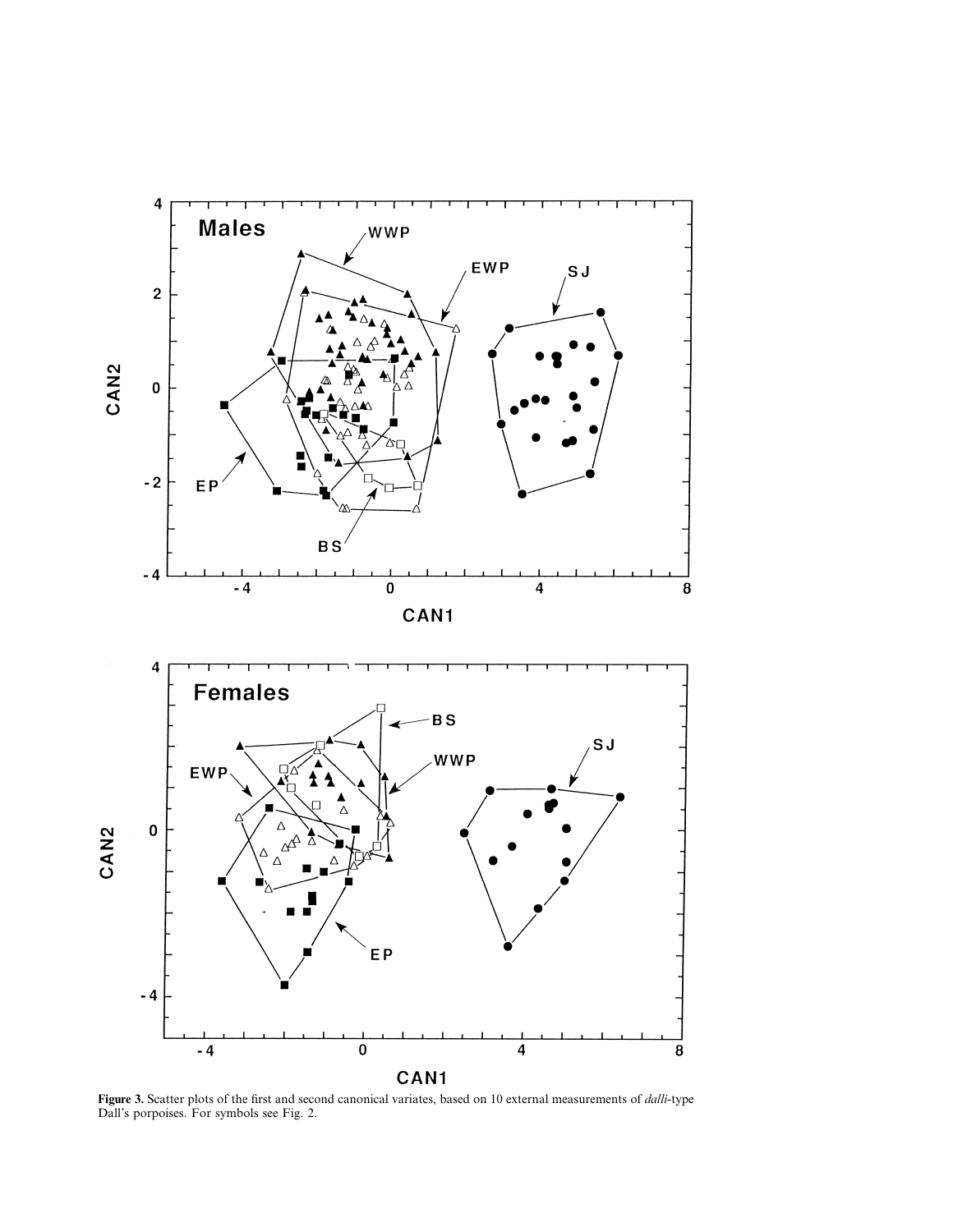Males

4
2
0
- 2
- 4

CAN2

- 4
0
4
8

CAN1

WWP
EWP
SJ
EP
BS

Females

4
0
- 4

CAN2

- 4
0
4
8

CAN1

BS
SJ
WWP
EWP
EP

**Figure 3.** Scatter plots of the first and second canonical variates, based on 10 external measurements of *dalli*-type Dall's porpoises. For symbols see Fig. 2.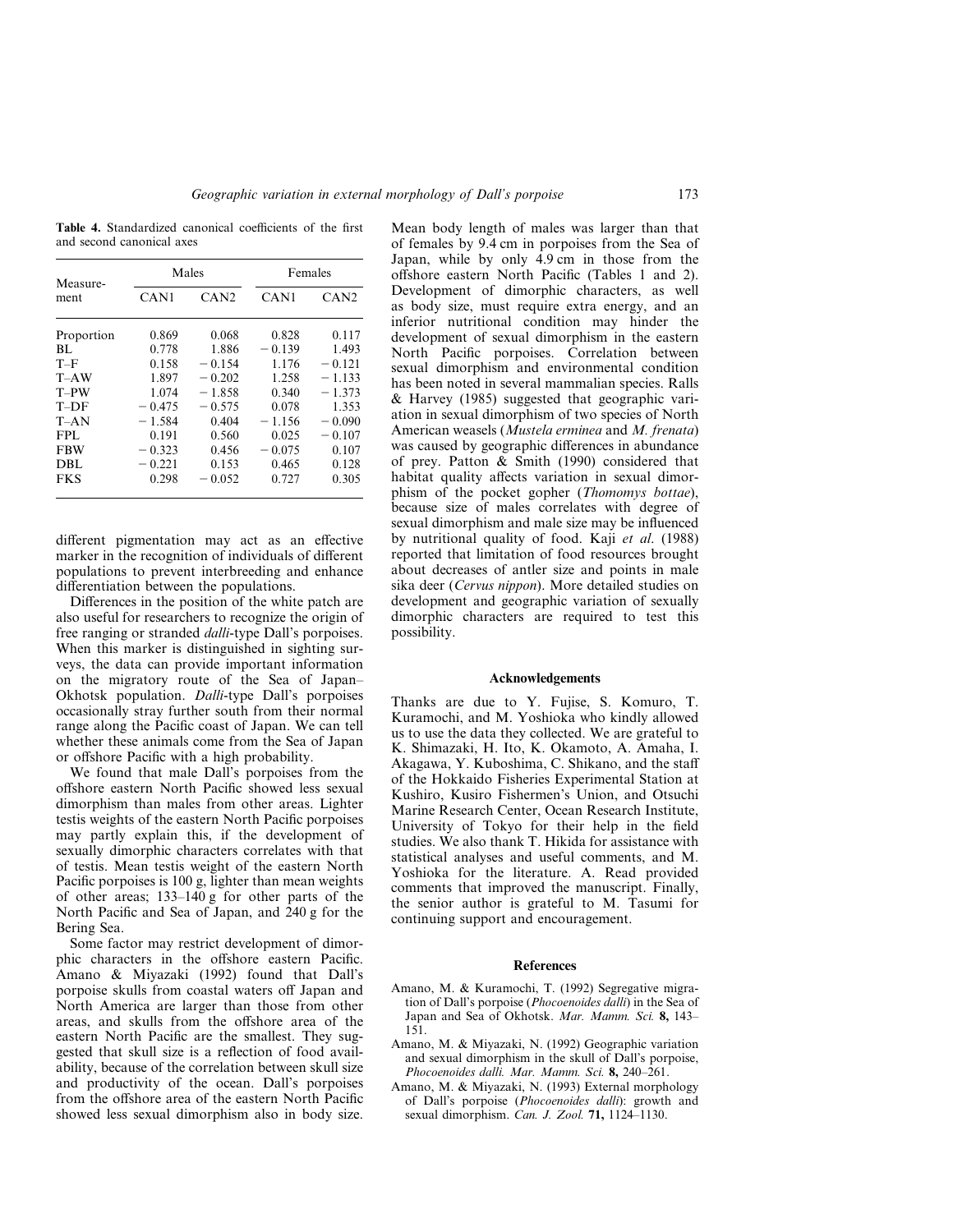**Table 4.** Standardized canonical coefficients of the first and second canonical axes

| Measure-ment | Males | | Females | |
|---|---|---|---|---|
| | CAN1 | CAN2 | CAN1 | CAN2 |
| Proportion | 0.869 | 0.068 | 0.828 | 0.117 |
| BL | 0.778 | 1.886 | −0.139 | 1.493 |
| T–F | 0.158 | −0.154 | 1.176 | −0.121 |
| T–AW | 1.897 | −0.202 | 1.258 | −1.133 |
| T–PW | 1.074 | −1.858 | 0.340 | −1.373 |
| T–DF | −0.475 | −0.575 | 0.078 | 1.353 |
| T–AN | −1.584 | 0.404 | −1.156 | −0.090 |
| FPL | 0.191 | 0.560 | 0.025 | −0.107 |
| FBW | −0.323 | 0.456 | −0.075 | 0.107 |
| DBL | −0.221 | 0.153 | 0.465 | 0.128 |
| FKS | 0.298 | −0.052 | 0.727 | 0.305 |

different pigmentation may act as an effective marker in the recognition of individuals of different populations to prevent interbreeding and enhance differentiation between the populations.

Differences in the position of the white patch are also useful for researchers to recognize the origin of free ranging or stranded *dalli*-type Dall's porpoises. When this marker is distinguished in sighting surveys, the data can provide important information on the migratory route of the Sea of Japan–Okhotsk population. *Dalli*-type Dall's porpoises occasionally stray further south from their normal range along the Pacific coast of Japan. We can tell whether these animals come from the Sea of Japan or offshore Pacific with a high probability.

We found that male Dall's porpoises from the offshore eastern North Pacific showed less sexual dimorphism than males from other areas. Lighter testis weights of the eastern North Pacific porpoises may partly explain this, if the development of sexually dimorphic characters correlates with that of testis. Mean testis weight of the eastern North Pacific porpoises is 100 g, lighter than mean weights of other areas; 133–140 g for other parts of the North Pacific and Sea of Japan, and 240 g for the Bering Sea.

Some factor may restrict development of dimorphic characters in the offshore eastern Pacific. Amano & Miyazaki (1992) found that Dall's porpoise skulls from coastal waters off Japan and North America are larger than those from other areas, and skulls from the offshore area of the eastern North Pacific are the smallest. They suggested that skull size is a reflection of food availability, because of the correlation between skull size and productivity of the ocean. Dall's porpoises from the offshore area of the eastern North Pacific showed less sexual dimorphism also in body size. Mean body length of males was larger than that of females by 9.4 cm in porpoises from the Sea of Japan, while by only 4.9 cm in those from the offshore eastern North Pacific (Tables 1 and 2). Development of dimorphic characters, as well as body size, must require extra energy, and an inferior nutritional condition may hinder the development of sexual dimorphism in the eastern North Pacific porpoises. Correlation between sexual dimorphism and environmental condition has been noted in several mammalian species. Ralls & Harvey (1985) suggested that geographic variation in sexual dimorphism of two species of North American weasels (*Mustela erminea* and *M. frenata*) was caused by geographic differences in abundance of prey. Patton & Smith (1990) considered that habitat quality affects variation in sexual dimorphism of the pocket gopher (*Thomomys bottae*), because size of males correlates with degree of sexual dimorphism and male size may be influenced by nutritional quality of food. Kaji *et al*. (1988) reported that limitation of food resources brought about decreases of antler size and points in male sika deer (*Cervus nippon*). More detailed studies on development and geographic variation of sexually dimorphic characters are required to test this possibility.

## Acknowledgements

Thanks are due to Y. Fujise, S. Komuro, T. Kuramochi, and M. Yoshioka who kindly allowed us to use the data they collected. We are grateful to K. Shimazaki, H. Ito, K. Okamoto, A. Amaha, I. Akagawa, Y. Kuboshima, C. Shikano, and the staff of the Hokkaido Fisheries Experimental Station at Kushiro, Kusiro Fishermen's Union, and Otsuchi Marine Research Center, Ocean Research Institute, University of Tokyo for their help in the field studies. We also thank T. Hikida for assistance with statistical analyses and useful comments, and M. Yoshioka for the literature. A. Read provided comments that improved the manuscript. Finally, the senior author is grateful to M. Tasumi for continuing support and encouragement.

## References

Amano, M. & Kuramochi, T. (1992) Segregative migration of Dall's porpoise (*Phocoenoides dalli*) in the Sea of Japan and Sea of Okhotsk. *Mar. Mamm. Sci.* **8,** 143–151.

Amano, M. & Miyazaki, N. (1992) Geographic variation and sexual dimorphism in the skull of Dall's porpoise, *Phocoenoides dalli. Mar. Mamm. Sci.* **8,** 240–261.

Amano, M. & Miyazaki, N. (1993) External morphology of Dall's porpoise (*Phocoenoides dalli*): growth and sexual dimorphism. *Can. J. Zool.* **71,** 1124–1130.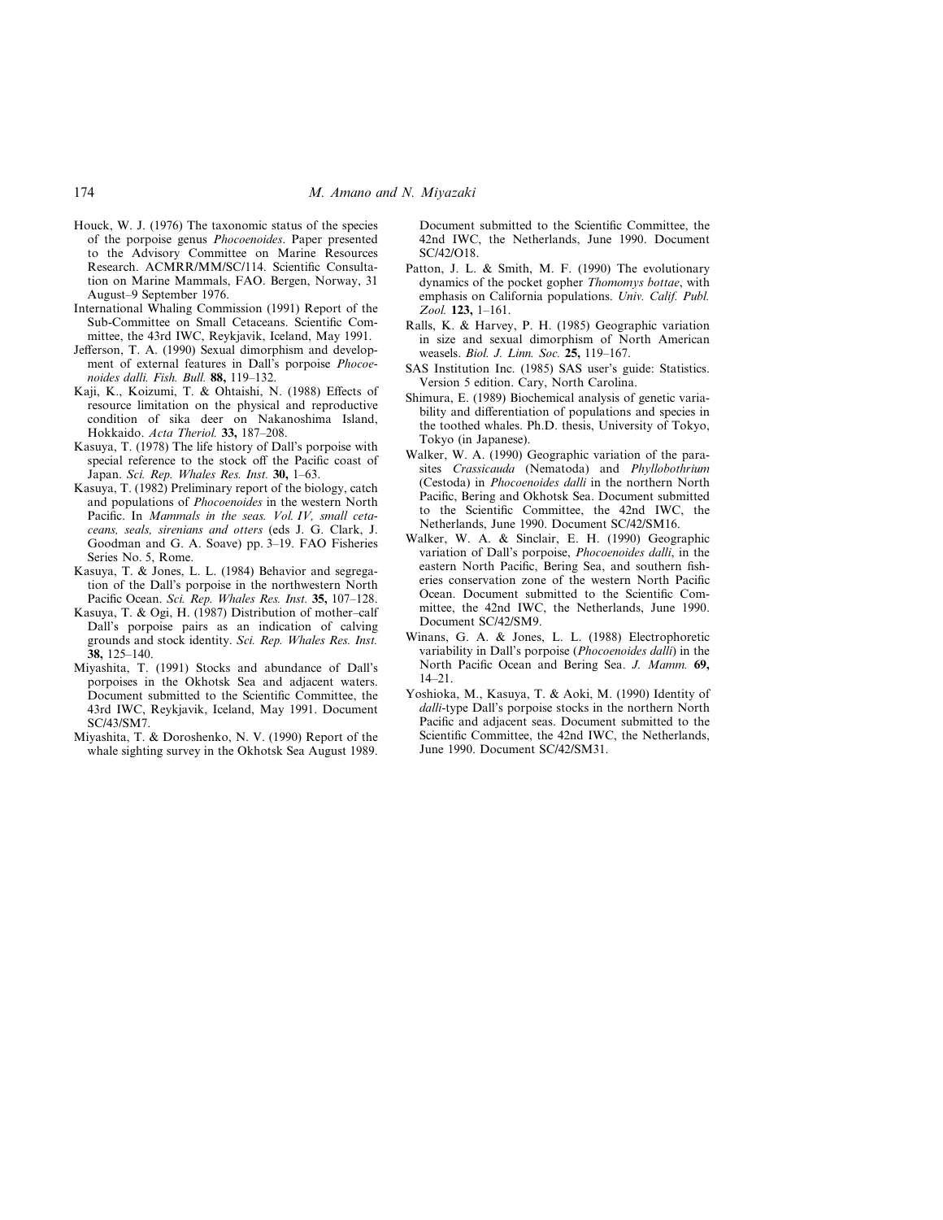Houck, W. J. (1976) The taxonomic status of the species of the porpoise genus *Phocoenoides*. Paper presented to the Advisory Committee on Marine Resources Research. ACMRR/MM/SC/114. Scientific Consultation on Marine Mammals, FAO. Bergen, Norway, 31 August–9 September 1976.

International Whaling Commission (1991) Report of the Sub-Committee on Small Cetaceans. Scientific Committee, the 43rd IWC, Reykjavik, Iceland, May 1991.

Jefferson, T. A. (1990) Sexual dimorphism and development of external features in Dall's porpoise *Phocoenoides dalli*. *Fish. Bull.* **88,** 119–132.

Kaji, K., Koizumi, T. & Ohtaishi, N. (1988) Effects of resource limitation on the physical and reproductive condition of sika deer on Nakanoshima Island, Hokkaido. *Acta Theriol.* **33,** 187–208.

Kasuya, T. (1978) The life history of Dall's porpoise with special reference to the stock off the Pacific coast of Japan. *Sci. Rep. Whales Res. Inst.* **30,** 1–63.

Kasuya, T. (1982) Preliminary report of the biology, catch and populations of *Phocoenoides* in the western North Pacific. In *Mammals in the seas. Vol. IV, small cetaceans, seals, sirenians and otters* (eds J. G. Clark, J. Goodman and G. A. Soave) pp. 3–19. FAO Fisheries Series No. 5, Rome.

Kasuya, T. & Jones, L. L. (1984) Behavior and segregation of the Dall's porpoise in the northwestern North Pacific Ocean. *Sci. Rep. Whales Res. Inst.* **35,** 107–128.

Kasuya, T. & Ogi, H. (1987) Distribution of mother–calf Dall's porpoise pairs as an indication of calving grounds and stock identity. *Sci. Rep. Whales Res. Inst.* **38,** 125–140.

Miyashita, T. (1991) Stocks and abundance of Dall's porpoises in the Okhotsk Sea and adjacent waters. Document submitted to the Scientific Committee, the 43rd IWC, Reykjavik, Iceland, May 1991. Document SC/43/SM7.

Miyashita, T. & Doroshenko, N. V. (1990) Report of the whale sighting survey in the Okhotsk Sea August 1989. Document submitted to the Scientific Committee, the 42nd IWC, the Netherlands, June 1990. Document SC/42/O18.

Patton, J. L. & Smith, M. F. (1990) The evolutionary dynamics of the pocket gopher *Thomomys bottae*, with emphasis on California populations. *Univ. Calif. Publ. Zool.* **123,** 1–161.

Ralls, K. & Harvey, P. H. (1985) Geographic variation in size and sexual dimorphism of North American weasels. *Biol. J. Linn. Soc.* **25,** 119–167.

SAS Institution Inc. (1985) SAS user's guide: Statistics. Version 5 edition. Cary, North Carolina.

Shimura, E. (1989) Biochemical analysis of genetic variability and differentiation of populations and species in the toothed whales. Ph.D. thesis, University of Tokyo, Tokyo (in Japanese).

Walker, W. A. (1990) Geographic variation of the parasites *Crassicauda* (Nematoda) and *Phyllobothrium* (Cestoda) in *Phocoenoides dalli* in the northern North Pacific, Bering and Okhotsk Sea. Document submitted to the Scientific Committee, the 42nd IWC, the Netherlands, June 1990. Document SC/42/SM16.

Walker, W. A. & Sinclair, E. H. (1990) Geographic variation of Dall's porpoise, *Phocoenoides dalli*, in the eastern North Pacific, Bering Sea, and southern fisheries conservation zone of the western North Pacific Ocean. Document submitted to the Scientific Committee, the 42nd IWC, the Netherlands, June 1990. Document SC/42/SM9.

Winans, G. A. & Jones, L. L. (1988) Electrophoretic variability in Dall's porpoise (*Phocoenoides dalli*) in the North Pacific Ocean and Bering Sea. *J. Mamm.* **69,** 14–21.

Yoshioka, M., Kasuya, T. & Aoki, M. (1990) Identity of *dalli*-type Dall's porpoise stocks in the northern North Pacific and adjacent seas. Document submitted to the Scientific Committee, the 42nd IWC, the Netherlands, June 1990. Document SC/42/SM31.